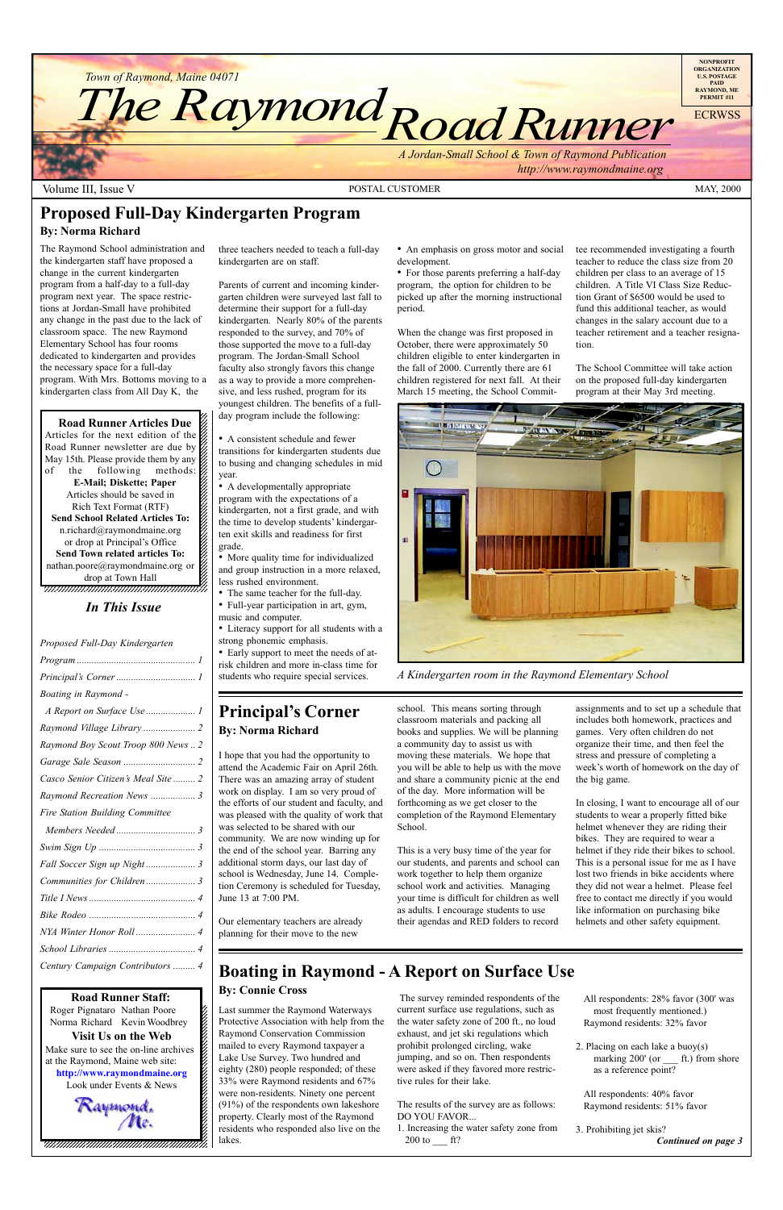Town of Raymond, Maine 04071

# The Raymond Road Runner

A Jordan-Small School & Town of Raymond Publication
http://www.raymondmaine.org

NONPROFIT ORGANIZATION U.S. POSTAGE PAID RAYMOND, ME PERMIT #11

ECRWSS

Volume III, Issue V — POSTAL CUSTOMER — MAY, 2000

## Proposed Full-Day Kindergarten Program

**By: Norma Richard**

The Raymond School administration and the kindergarten staff have proposed a change in the current kindergarten program from a half-day to a full-day program next year. The space restrictions at Jordan-Small have prohibited any change in the past due to the lack of classroom space. The new Raymond Elementary School has four rooms dedicated to kindergarten and provides the necessary space for a full-day program. With Mrs. Bottoms moving to a kindergarten class from All Day K, the three teachers needed to teach a full-day kindergarten are on staff.

Parents of current and incoming kindergarten children were surveyed last fall to determine their support for a full-day kindergarten. Nearly 80% of the parents responded to the survey, and 70% of those supported the move to a full-day program. The Jordan-Small School faculty also strongly favors this change as a way to provide a more comprehensive, and less rushed, program for its youngest children. The benefits of a full-day program include the following:

- A consistent schedule and fewer transitions for kindergarten students due to busing and changing schedules in mid year.
- A developmentally appropriate program with the expectations of a kindergarten, not a first grade, and with the time to develop students' kindergarten exit skills and readiness for first grade.
- More quality time for individualized and group instruction in a more relaxed, less rushed environment.
- The same teacher for the full-day.
- Full-year participation in art, gym, music and computer.
- Literacy support for all students with a strong phonemic emphasis.
- Early support to meet the needs of at-risk children and more in-class time for students who require special services.
- An emphasis on gross motor and social development.
- For those parents preferring a half-day program, the option for children to be picked up after the morning instructional period.

When the change was first proposed in October, there were approximately 50 children eligible to enter kindergarten in the fall of 2000. Currently there are 61 children registered for next fall. At their March 15 meeting, the School Committee recommended investigating a fourth teacher to reduce the class size from 20 children per class to an average of 15 children. A Title VI Class Size Reduction Grant of $6500 would be used to fund this additional teacher, as would changes in the salary account due to a teacher retirement and a teacher resignation.

The School Committee will take action on the proposed full-day kindergarten program at their May 3rd meeting.

*A Kindergarten room in the Raymond Elementary School*

**Road Runner Articles Due**

Articles for the next edition of the Road Runner newsletter are due by May 15th. Please provide them by any of the following methods:
**E-Mail; Diskette; Paper**
Articles should be saved in Rich Text Format (RTF)
**Send School Related Articles To:**
n.richard@raymondmaine.org
or drop at Principal's Office
**Send Town related articles To:**
nathan.poore@raymondmaine.org or drop at Town Hall

### *In This Issue*

| | |
|---|---|
| *Proposed Full-Day Kindergarten Program* | 1 |
| *Principal's Corner* | 1 |
| *Boating in Raymond - A Report on Surface Use* | 1 |
| *Raymond Village Library* | 2 |
| *Raymond Boy Scout Troop 800 News* | 2 |
| *Garage Sale Season* | 2 |
| *Casco Senior Citizen's Meal Site* | 2 |
| *Raymond Recreation News* | 3 |
| *Fire Station Building Committee Members Needed* | 3 |
| *Swim Sign Up* | 3 |
| *Fall Soccer Sign up Night* | 3 |
| *Communities for Children* | 3 |
| *Title I News* | 4 |
| *Bike Rodeo* | 4 |
| *NYA Winter Honor Roll* | 4 |
| *School Libraries* | 4 |
| *Century Campaign Contributors* | 4 |

## Principal's Corner

**By: Norma Richard**

I hope that you had the opportunity to attend the Academic Fair on April 26th. There was an amazing array of student work on display. I am so very proud of the efforts of our student and faculty, and was pleased with the quality of work that was selected to be shared with our community. We are now winding up for the end of the school year. Barring any additional storm days, our last day of school is Wednesday, June 14. Completion Ceremony is scheduled for Tuesday, June 13 at 7:00 PM.

Our elementary teachers are already planning for their move to the new school. This means sorting through classroom materials and packing all books and supplies. We will be planning a community day to assist us with moving these materials. We hope that you will be able to help us with the move and share a community picnic at the end of the day. More information will be forthcoming as we get closer to the completion of the Raymond Elementary School.

This is a very busy time of the year for our students, and parents and school can work together to help them organize school work and activities. Managing your time is difficult for children as well as adults. I encourage students to use their agendas and RED folders to record assignments and to set up a schedule that includes both homework, practices and games. Very often children do not organize their time, and then feel the stress and pressure of completing a week's worth of homework on the day of the big game.

In closing, I want to encourage all of our students to wear a properly fitted bike helmet whenever they are riding their bikes. They are required to wear a helmet if they ride their bikes to school. This is a personal issue for me as I have lost two friends in bike accidents where they did not wear a helmet. Please feel free to contact me directly if you would like information on purchasing bike helmets and other safety equipment.

## Boating in Raymond - A Report on Surface Use

**By: Connie Cross**

Last summer the Raymond Waterways Protective Association with help from the Raymond Conservation Commission mailed to every Raymond taxpayer a Lake Use Survey. Two hundred and eighty (280) people responded; of these 33% were Raymond residents and 67% were non-residents. Ninety one percent (91%) of the respondents own lakeshore property. Clearly most of the Raymond residents who responded also live on the lakes.

The survey reminded respondents of the current surface use regulations, such as the water safety zone of 200 ft., no loud exhaust, and jet ski regulations which prohibit prolonged circling, wake jumping, and so on. Then respondents were asked if they favored more restrictive rules for their lake.

The results of the survey are as follows:
DO YOU FAVOR...

1. Increasing the water safety zone from 200 to ___ ft?

   All respondents: 28% favor (300' was most frequently mentioned.)
   Raymond residents: 32% favor

2. Placing on each lake a buoy(s) marking 200' (or ___ ft.) from shore as a reference point?

   All respondents: 40% favor
   Raymond residents: 51% favor

3. Prohibiting jet skis?

***Continued on page 3***

**Road Runner Staff:**
Roger Pignataro Nathan Poore
Norma Richard Kevin Woodbrey

**Visit Us on the Web**
Make sure to see the on-line archives at the Raymond, Maine web site:
**http://www.raymondmaine.org**
Look under Events & News

Raymond, Me.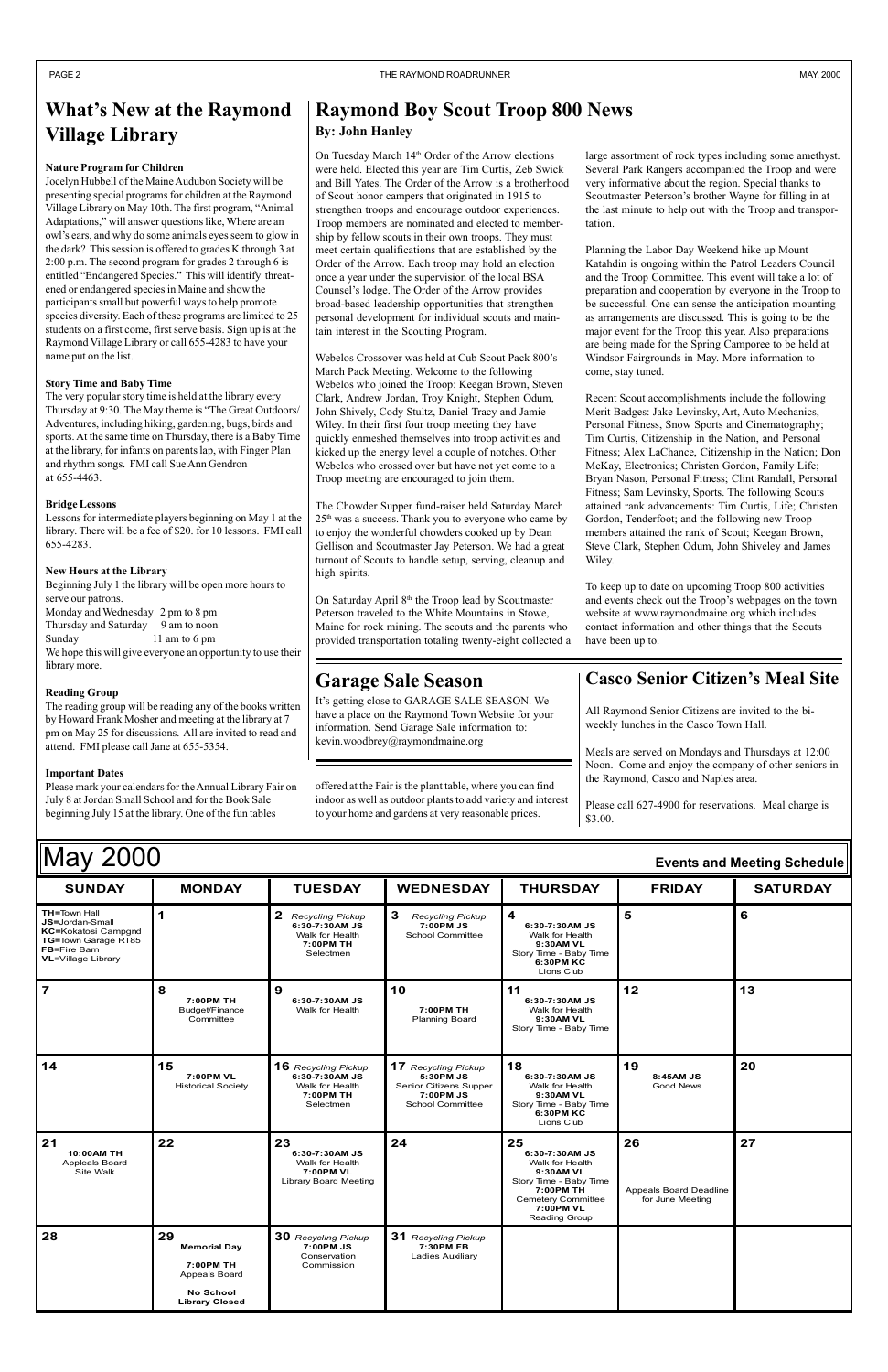## What's New at the Raymond Village Library

### Nature Program for Children

Jocelyn Hubbell of the Maine Audubon Society will be presenting special programs for children at the Raymond Village Library on May 10th. The first program, "Animal Adaptations," will answer questions like, Where are an owl's ears, and why do some animals eyes seem to glow in the dark? This session is offered to grades K through 3 at 2:00 p.m. The second program for grades 2 through 6 is entitled "Endangered Species." This will identify threatened or endangered species in Maine and show the participants small but powerful ways to help promote species diversity. Each of these programs are limited to 25 students on a first come, first serve basis. Sign up is at the Raymond Village Library or call 655-4283 to have your name put on the list.

### Story Time and Baby Time

The very popular story time is held at the library every Thursday at 9:30. The May theme is "The Great Outdoors/ Adventures, including hiking, gardening, bugs, birds and sports. At the same time on Thursday, there is a Baby Time at the library, for infants on parents lap, with Finger Plan and rhythm songs. FMI call Sue Ann Gendron at 655-4463.

### Bridge Lessons

Lessons for intermediate players beginning on May 1 at the library. There will be a fee of $20. for 10 lessons. FMI call 655-4283.

### New Hours at the Library

Beginning July 1 the library will be open more hours to serve our patrons.

Monday and Wednesday 2 pm to 8 pm
Thursday and Saturday 9 am to noon
Sunday 11 am to 6 pm

We hope this will give everyone an opportunity to use their library more.

### Reading Group

The reading group will be reading any of the books written by Howard Frank Mosher and meeting at the library at 7 pm on May 25 for discussions. All are invited to read and attend. FMI please call Jane at 655-5354.

### Important Dates

Please mark your calendars for the Annual Library Fair on July 8 at Jordan Small School and for the Book Sale beginning July 15 at the library. One of the fun tables offered at the Fair is the plant table, where you can find indoor as well as outdoor plants to add variety and interest to your home and gardens at very reasonable prices.

## Raymond Boy Scout Troop 800 News

**By: John Hanley**

On Tuesday March 14th Order of the Arrow elections were held. Elected this year are Tim Curtis, Zeb Swick and Bill Yates. The Order of the Arrow is a brotherhood of Scout honor campers that originated in 1915 to strengthen troops and encourage outdoor experiences. Troop members are nominated and elected to membership by fellow scouts in their own troops. They must meet certain qualifications that are established by the Order of the Arrow. Each troop may hold an election once a year under the supervision of the local BSA Counsel's lodge. The Order of the Arrow provides broad-based leadership opportunities that strengthen personal development for individual scouts and maintain interest in the Scouting Program.

Webelos Crossover was held at Cub Scout Pack 800's March Pack Meeting. Welcome to the following Webelos who joined the Troop: Keegan Brown, Steven Clark, Andrew Jordan, Troy Knight, Stephen Odum, John Shively, Cody Stultz, Daniel Tracy and Jamie Wiley. In their first four troop meeting they have quickly enmeshed themselves into troop activities and kicked up the energy level a couple of notches. Other Webelos who crossed over but have not yet come to a Troop meeting are encouraged to join them.

The Chowder Supper fund-raiser held Saturday March 25th was a success. Thank you to everyone who came by to enjoy the wonderful chowders cooked up by Dean Gellison and Scoutmaster Jay Peterson. We had a great turnout of Scouts to handle setup, serving, cleanup and high spirits.

On Saturday April 8th the Troop lead by Scoutmaster Peterson traveled to the White Mountains in Stowe, Maine for rock mining. The scouts and the parents who provided transportation totaling twenty-eight collected a large assortment of rock types including some amethyst. Several Park Rangers accompanied the Troop and were very informative about the region. Special thanks to Scoutmaster Peterson's brother Wayne for filling in at the last minute to help out with the Troop and transportation.

Planning the Labor Day Weekend hike up Mount Katahdin is ongoing within the Patrol Leaders Council and the Troop Committee. This event will take a lot of preparation and cooperation by everyone in the Troop to be successful. One can sense the anticipation mounting as arrangements are discussed. This is going to be the major event for the Troop this year. Also preparations are being made for the Spring Camporee to be held at Windsor Fairgrounds in May. More information to come, stay tuned.

Recent Scout accomplishments include the following Merit Badges: Jake Levinsky, Art, Auto Mechanics, Personal Fitness, Snow Sports and Cinematography; Tim Curtis, Citizenship in the Nation, and Personal Fitness; Alex LaChance, Citizenship in the Nation; Don McKay, Electronics; Christen Gordon, Family Life; Bryan Nason, Personal Fitness; Clint Randall, Personal Fitness; Sam Levinsky, Sports. The following Scouts attained rank advancements: Tim Curtis, Life; Christen Gordon, Tenderfoot; and the following new Troop members attained the rank of Scout; Keegan Brown, Steve Clark, Stephen Odum, John Shiveley and James Wiley.

To keep up to date on upcoming Troop 800 activities and events check out the Troop's webpages on the town website at www.raymondmaine.org which includes contact information and other things that the Scouts have been up to.

## Garage Sale Season

It's getting close to GARAGE SALE SEASON. We have a place on the Raymond Town Website for your information. Send Garage Sale information to: kevin.woodbrey@raymondmaine.org

## Casco Senior Citizen's Meal Site

All Raymond Senior Citizens are invited to the bi-weekly lunches in the Casco Town Hall.

Meals are served on Mondays and Thursdays at 12:00 Noon. Come and enjoy the company of other seniors in the Raymond, Casco and Naples area.

Please call 627-4900 for reservations. Meal charge is $3.00.

## May 2000 — Events and Meeting Schedule

| SUNDAY | MONDAY | TUESDAY | WEDNESDAY | THURSDAY | FRIDAY | SATURDAY |
|---|---|---|---|---|---|---|
| **TH**=Town Hall, **JS**=Jordan-Small, **KC**=Kokatosi Campgnd, **TG**=Town Garage RT85, **FB**=Fire Barn, **VL**=Village Library | **1** | **2** *Recycling Pickup*; **6:30-7:30AM JS** Walk for Health; **7:00PM TH** Selectmen | **3** *Recycling Pickup*; **7:00PM JS** School Committee | **4** **6:30-7:30AM JS** Walk for Health; **9:30AM VL** Story Time - Baby Time; **6:30PM KC** Lions Club | **5** | **6** |
| **7** | **8** **7:00PM TH** Budget/Finance Committee | **9** **6:30-7:30AM JS** Walk for Health | **10** **7:00PM TH** Planning Board | **11** **6:30-7:30AM JS** Walk for Health; **9:30AM VL** Story Time - Baby Time | **12** | **13** |
| **14** | **15** **7:00PM VL** Historical Society | **16** *Recycling Pickup*; **6:30-7:30AM JS** Walk for Health; **7:00PM TH** Selectmen | **17** *Recycling Pickup*; **5:30PM JS** Senior Citizens Supper; **7:00PM JS** School Committee | **18** **6:30-7:30AM JS** Walk for Health; **9:30AM VL** Story Time - Baby Time; **6:30PM KC** Lions Club | **19** **8:45AM JS** Good News | **20** |
| **21** **10:00AM TH** Appleals Board Site Walk | **22** | **23** **6:30-7:30AM JS** Walk for Health; **7:00PM VL** Library Board Meeting | **24** | **25** **6:30-7:30AM JS** Walk for Health; **9:30AM VL** Story Time - Baby Time; **7:00PM TH** Cemetery Committee; **7:00PM VL** Reading Group | **26** Appeals Board Deadline for June Meeting | **27** |
| **28** | **29** **Memorial Day**; **7:00PM TH** Appeals Board; **No School Library Closed** | **30** *Recycling Pickup*; **7:00PM JS** Conservation Commission | **31** *Recycling Pickup*; **7:30PM FB** Ladies Auxiliary | | | |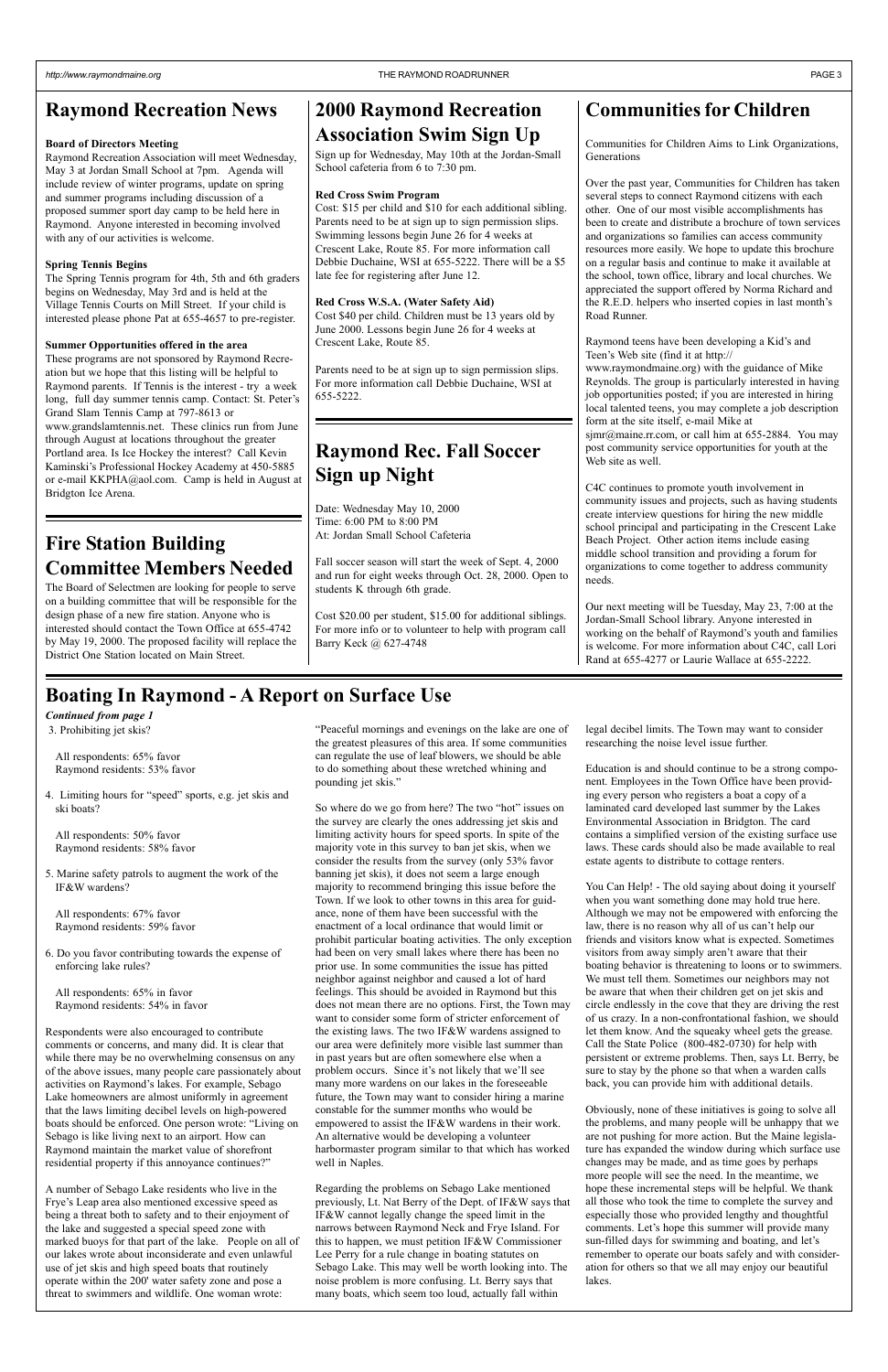## Raymond Recreation News

**Board of Directors Meeting**

Raymond Recreation Association will meet Wednesday, May 3 at Jordan Small School at 7pm. Agenda will include review of winter programs, update on spring and summer programs including discussion of a proposed summer sport day camp to be held here in Raymond. Anyone interested in becoming involved with any of our activities is welcome.

**Spring Tennis Begins**

The Spring Tennis program for 4th, 5th and 6th graders begins on Wednesday, May 3rd and is held at the Village Tennis Courts on Mill Street. If your child is interested please phone Pat at 655-4657 to pre-register.

**Summer Opportunities offered in the area**

These programs are not sponsored by Raymond Recreation but we hope that this listing will be helpful to Raymond parents. If Tennis is the interest - try a week long, full day summer tennis camp. Contact: St. Peter's Grand Slam Tennis Camp at 797-8613 or www.grandslamtennis.net. These clinics run from June through August at locations throughout the greater Portland area. Is Ice Hockey the interest? Call Kevin Kaminski's Professional Hockey Academy at 450-5885 or e-mail KKPHA@aol.com. Camp is held in August at Bridgton Ice Arena.

## Fire Station Building Committee Members Needed

The Board of Selectmen are looking for people to serve on a building committee that will be responsible for the design phase of a new fire station. Anyone who is interested should contact the Town Office at 655-4742 by May 19, 2000. The proposed facility will replace the District One Station located on Main Street.

## 2000 Raymond Recreation Association Swim Sign Up

Sign up for Wednesday, May 10th at the Jordan-Small School cafeteria from 6 to 7:30 pm.

**Red Cross Swim Program**

Cost: $15 per child and $10 for each additional sibling. Parents need to be at sign up to sign permission slips. Swimming lessons begin June 26 for 4 weeks at Crescent Lake, Route 85. For more information call Debbie Duchaine, WSI at 655-5222. There will be a $5 late fee for registering after June 12.

**Red Cross W.S.A. (Water Safety Aid)**

Cost $40 per child. Children must be 13 years old by June 2000. Lessons begin June 26 for 4 weeks at Crescent Lake, Route 85.

Parents need to be at sign up to sign permission slips. For more information call Debbie Duchaine, WSI at 655-5222.

## Raymond Rec. Fall Soccer Sign up Night

Date: Wednesday May 10, 2000
Time: 6:00 PM to 8:00 PM
At: Jordan Small School Cafeteria

Fall soccer season will start the week of Sept. 4, 2000 and run for eight weeks through Oct. 28, 2000. Open to students K through 6th grade.

Cost $20.00 per student, $15.00 for additional siblings. For more info or to volunteer to help with program call Barry Keck @ 627-4748

## Communities for Children

Communities for Children Aims to Link Organizations, Generations

Over the past year, Communities for Children has taken several steps to connect Raymond citizens with each other. One of our most visible accomplishments has been to create and distribute a brochure of town services and organizations so families can access community resources more easily. We hope to update this brochure on a regular basis and continue to make it available at the school, town office, library and local churches. We appreciated the support offered by Norma Richard and the R.E.D. helpers who inserted copies in last month's Road Runner.

Raymond teens have been developing a Kid's and Teen's Web site (find it at http://www.raymondmaine.org) with the guidance of Mike Reynolds. The group is particularly interested in having job opportunities posted; if you are interested in hiring local talented teens, you may complete a job description form at the site itself, e-mail Mike at sjmr@maine.rr.com, or call him at 655-2884. You may post community service opportunities for youth at the Web site as well.

C4C continues to promote youth involvement in community issues and projects, such as having students create interview questions for hiring the new middle school principal and participating in the Crescent Lake Beach Project. Other action items include easing middle school transition and providing a forum for organizations to come together to address community needs.

Our next meeting will be Tuesday, May 23, 7:00 at the Jordan-Small School library. Anyone interested in working on the behalf of Raymond's youth and families is welcome. For more information about C4C, call Lori Rand at 655-4277 or Laurie Wallace at 655-2222.

## Boating In Raymond - A Report on Surface Use

***Continued from page 1***

3. Prohibiting jet skis?

   All respondents: 65% favor
   Raymond residents: 53% favor

4. Limiting hours for "speed" sports, e.g. jet skis and ski boats?

   All respondents: 50% favor
   Raymond residents: 58% favor

5. Marine safety patrols to augment the work of the IF&W wardens?

   All respondents: 67% favor
   Raymond residents: 59% favor

6. Do you favor contributing towards the expense of enforcing lake rules?

   All respondents: 65% in favor
   Raymond residents: 54% in favor

Respondents were also encouraged to contribute comments or concerns, and many did. It is clear that while there may be no overwhelming consensus on any of the above issues, many people care passionately about activities on Raymond's lakes. For example, Sebago Lake homeowners are almost uniformly in agreement that the laws limiting decibel levels on high-powered boats should be enforced. One person wrote: "Living on Sebago is like living next to an airport. How can Raymond maintain the market value of shorefront residential property if this annoyance continues?"

A number of Sebago Lake residents who live in the Frye's Leap area also mentioned excessive speed as being a threat both to safety and to their enjoyment of the lake and suggested a special speed zone with marked buoys for that part of the lake. People on all of our lakes wrote about inconsiderate and even unlawful use of jet skis and high speed boats that routinely operate within the 200' water safety zone and pose a threat to swimmers and wildlife. One woman wrote: "Peaceful mornings and evenings on the lake are one of the greatest pleasures of this area. If some communities can regulate the use of leaf blowers, we should be able to do something about these wretched whining and pounding jet skis."

So where do we go from here? The two "hot" issues on the survey are clearly the ones addressing jet skis and limiting activity hours for speed sports. In spite of the majority vote in this survey to ban jet skis, when we consider the results from the survey (only 53% favor banning jet skis), it does not seem a large enough majority to recommend bringing this issue before the Town. If we look to other towns in this area for guidance, none of them have been successful with the enactment of a local ordinance that would limit or prohibit particular boating activities. The only exception had been on very small lakes where there has been no prior use. In some communities the issue has pitted neighbor against neighbor and caused a lot of hard feelings. This should be avoided in Raymond but this does not mean there are no options. First, the Town may want to consider some form of stricter enforcement of the existing laws. The two IF&W wardens assigned to our area were definitely more visible last summer than in past years but are often somewhere else when a problem occurs. Since it's not likely that we'll see many more wardens on our lakes in the foreseeable future, the Town may want to consider hiring a marine constable for the summer months who would be empowered to assist the IF&W wardens in their work. An alternative would be developing a volunteer harbormaster program similar to that which has worked well in Naples.

Regarding the problems on Sebago Lake mentioned previously, Lt. Nat Berry of the Dept. of IF&W says that IF&W cannot legally change the speed limit in the narrows between Raymond Neck and Frye Island. For this to happen, we must petition IF&W Commissioner Lee Perry for a rule change in boating statutes on Sebago Lake. This may well be worth looking into. The noise problem is more confusing. Lt. Berry says that many boats, which seem too loud, actually fall within legal decibel limits. The Town may want to consider researching the noise level issue further.

Education is and should continue to be a strong component. Employees in the Town Office have been providing every person who registers a boat a copy of a laminated card developed last summer by the Lakes Environmental Association in Bridgton. The card contains a simplified version of the existing surface use laws. These cards should also be made available to real estate agents to distribute to cottage renters.

You Can Help! - The old saying about doing it yourself when you want something done may hold true here. Although we may not be empowered with enforcing the law, there is no reason why all of us can't help our friends and visitors know what is expected. Sometimes visitors from away simply aren't aware that their boating behavior is threatening to loons or to swimmers. We must tell them. Sometimes our neighbors may not be aware that when their children get on jet skis and circle endlessly in the cove that they are driving the rest of us crazy. In a non-confrontational fashion, we should let them know. And the squeaky wheel gets the grease. Call the State Police (800-482-0730) for help with persistent or extreme problems. Then, says Lt. Berry, be sure to stay by the phone so that when a warden calls back, you can provide him with additional details.

Obviously, none of these initiatives is going to solve all the problems, and many people will be unhappy that we are not pushing for more action. But the Maine legislature has expanded the window during which surface use changes may be made, and as time goes by perhaps more people will see the need. In the meantime, we hope these incremental steps will be helpful. We thank all those who took the time to complete the survey and especially those who provided lengthy and thoughtful comments. Let's hope this summer will provide many sun-filled days for swimming and boating, and let's remember to operate our boats safely and with consideration for others so that we all may enjoy our beautiful lakes.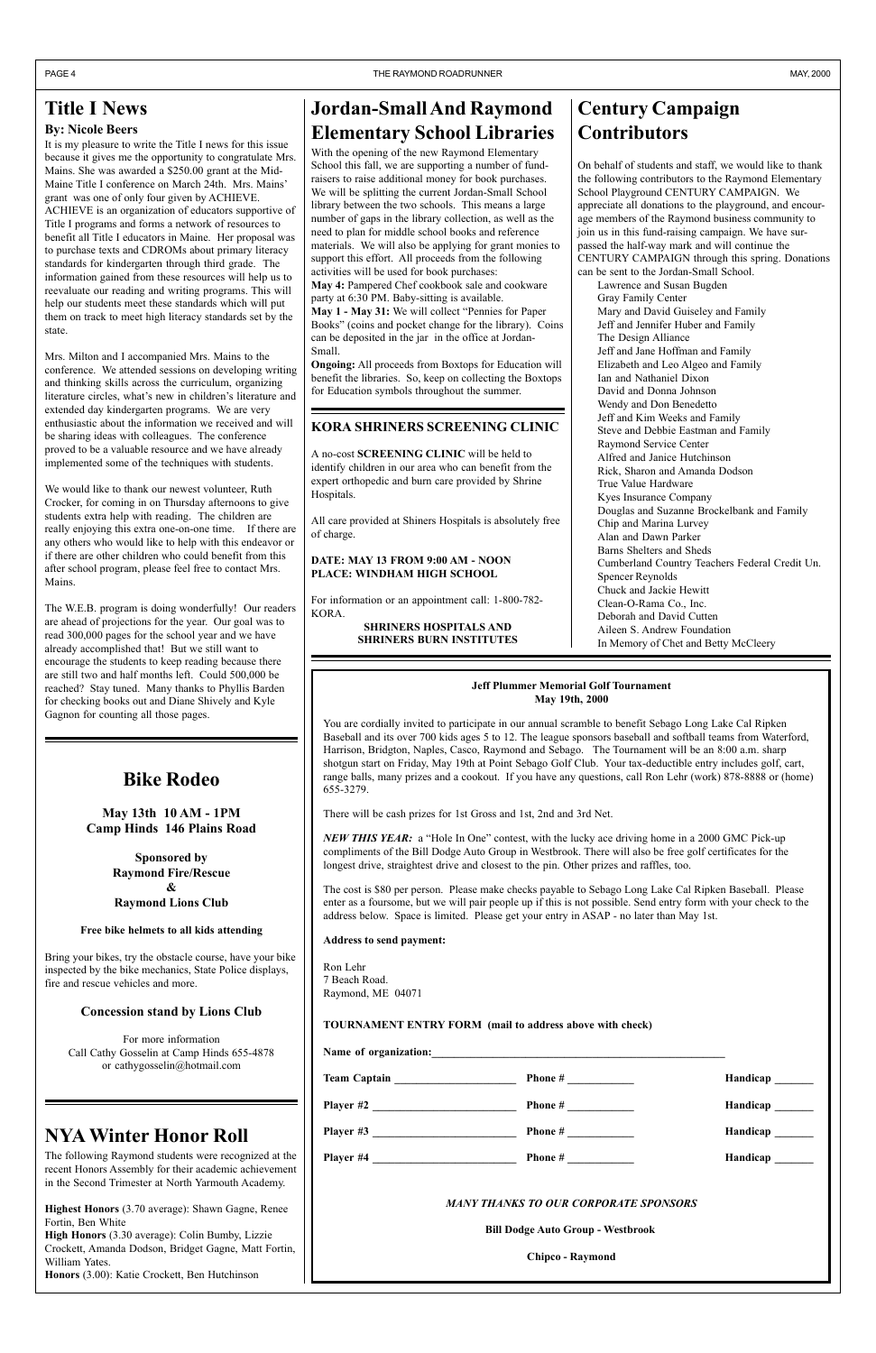## Title I News

**By: Nicole Beers**

It is my pleasure to write the Title I news for this issue because it gives me the opportunity to congratulate Mrs. Mains. She was awarded a $250.00 grant at the Mid-Maine Title I conference on March 24th. Mrs. Mains' grant was one of only four given by ACHIEVE. ACHIEVE is an organization of educators supportive of Title I programs and forms a network of resources to benefit all Title I educators in Maine. Her proposal was to purchase texts and CDROMs about primary literacy standards for kindergarten through third grade. The information gained from these resources will help us to reevaluate our reading and writing programs. This will help our students meet these standards which will put them on track to meet high literacy standards set by the state.

Mrs. Milton and I accompanied Mrs. Mains to the conference. We attended sessions on developing writing and thinking skills across the curriculum, organizing literature circles, what's new in children's literature and extended day kindergarten programs. We are very enthusiastic about the information we received and will be sharing ideas with colleagues. The conference proved to be a valuable resource and we have already implemented some of the techniques with students.

We would like to thank our newest volunteer, Ruth Crocker, for coming in on Thursday afternoons to give students extra help with reading. The children are really enjoying this extra one-on-one time. If there are any others who would like to help with this endeavor or if there are other children who could benefit from this after school program, please feel free to contact Mrs. Mains.

The W.E.B. program is doing wonderfully! Our readers are ahead of projections for the year. Our goal was to read 300,000 pages for the school year and we have already accomplished that! But we still want to encourage the students to keep reading because there are still two and half months left. Could 500,000 be reached? Stay tuned. Many thanks to Phyllis Barden for checking books out and Diane Shively and Kyle Gagnon for counting all those pages.

## Bike Rodeo

**May 13th 10 AM - 1PM**
**Camp Hinds 146 Plains Road**

**Sponsored by**
**Raymond Fire/Rescue**
**&**
**Raymond Lions Club**

**Free bike helmets to all kids attending**

Bring your bikes, try the obstacle course, have your bike inspected by the bike mechanics, State Police displays, fire and rescue vehicles and more.

**Concession stand by Lions Club**

For more information
Call Cathy Gosselin at Camp Hinds 655-4878
or cathygosselin@hotmail.com

## NYA Winter Honor Roll

The following Raymond students were recognized at the recent Honors Assembly for their academic achievement in the Second Trimester at North Yarmouth Academy.

**Highest Honors** (3.70 average): Shawn Gagne, Renee Fortin, Ben White
**High Honors** (3.30 average): Colin Bumby, Lizzie Crockett, Amanda Dodson, Bridget Gagne, Matt Fortin, William Yates.
**Honors** (3.00): Katie Crockett, Ben Hutchinson

## Jordan-Small And Raymond Elementary School Libraries

With the opening of the new Raymond Elementary School this fall, we are supporting a number of fund-raisers to raise additional money for book purchases. We will be splitting the current Jordan-Small School library between the two schools. This means a large number of gaps in the library collection, as well as the need to plan for middle school books and reference materials. We will also be applying for grant monies to support this effort. All proceeds from the following activities will be used for book purchases:

**May 4:** Pampered Chef cookbook sale and cookware party at 6:30 PM. Baby-sitting is available.
**May 1 - May 31:** We will collect "Pennies for Paper Books" (coins and pocket change for the library). Coins can be deposited in the jar in the office at Jordan-Small.
**Ongoing:** All proceeds from Boxtops for Education will benefit the libraries. So, keep on collecting the Boxtops for Education symbols throughout the summer.

### KORA SHRINERS SCREENING CLINIC

A no-cost **SCREENING CLINIC** will be held to identify children in our area who can benefit from the expert orthopedic and burn care provided by Shrine Hospitals.

All care provided at Shiners Hospitals is absolutely free of charge.

**DATE: MAY 13 FROM 9:00 AM - NOON**
**PLACE: WINDHAM HIGH SCHOOL**

For information or an appointment call: 1-800-782-KORA.

**SHRINERS HOSPITALS AND**
**SHRINERS BURN INSTITUTES**

## Century Campaign Contributors

On behalf of students and staff, we would like to thank the following contributors to the Raymond Elementary School Playground CENTURY CAMPAIGN. We appreciate all donations to the playground, and encourage members of the Raymond business community to join us in this fund-raising campaign. We have surpassed the half-way mark and will continue the CENTURY CAMPAIGN through this spring. Donations can be sent to the Jordan-Small School.

Lawrence and Susan Bugden
Gray Family Center
Mary and David Guiseley and Family
Jeff and Jennifer Huber and Family
The Design Alliance
Jeff and Jane Hoffman and Family
Elizabeth and Leo Algeo and Family
Ian and Nathaniel Dixon
David and Donna Johnson
Wendy and Don Benedetto
Jeff and Kim Weeks and Family
Steve and Debbie Eastman and Family
Raymond Service Center
Alfred and Janice Hutchinson
Rick, Sharon and Amanda Dodson
True Value Hardware
Kyes Insurance Company
Douglas and Suzanne Brockelbank and Family
Chip and Marina Lurvey
Alan and Dawn Parker
Barns Shelters and Sheds
Cumberland Country Teachers Federal Credit Un.
Spencer Reynolds
Chuck and Jackie Hewitt
Clean-O-Rama Co., Inc.
Deborah and David Cutten
Aileen S. Andrew Foundation
In Memory of Chet and Betty McCleery

### Jeff Plummer Memorial Golf Tournament
**May 19th, 2000**

You are cordially invited to participate in our annual scramble to benefit Sebago Long Lake Cal Ripken Baseball and its over 700 kids ages 5 to 12. The league sponsors baseball and softball teams from Waterford, Harrison, Bridgton, Naples, Casco, Raymond and Sebago. The Tournament will be an 8:00 a.m. sharp shotgun start on Friday, May 19th at Point Sebago Golf Club. Your tax-deductible entry includes golf, cart, range balls, many prizes and a cookout. If you have any questions, call Ron Lehr (work) 878-8888 or (home) 655-3279.

There will be cash prizes for 1st Gross and 1st, 2nd and 3rd Net.

***NEW THIS YEAR:*** a "Hole In One" contest, with the lucky ace driving home in a 2000 GMC Pick-up compliments of the Bill Dodge Auto Group in Westbrook. There will also be free golf certificates for the longest drive, straightest drive and closest to the pin. Other prizes and raffles, too.

The cost is $80 per person. Please make checks payable to Sebago Long Lake Cal Ripken Baseball. Please enter as a foursome, but we will pair people up if this is not possible. Send entry form with your check to the address below. Space is limited. Please get your entry in ASAP - no later than May 1st.

**Address to send payment:**

Ron Lehr
7 Beach Road.
Raymond, ME 04071

**TOURNAMENT ENTRY FORM (mail to address above with check)**

**Name of organization:**______________________________________________________

| | | |
|---|---|---|
| **Team Captain** ____________________ | **Phone #** ___________ | **Handicap** _______ |
| **Player #2** ________________________ | **Phone #** ___________ | **Handicap** _______ |
| **Player #3** ________________________ | **Phone #** ___________ | **Handicap** _______ |
| **Player #4** ________________________ | **Phone #** ___________ | **Handicap** _______ |

***MANY THANKS TO OUR CORPORATE SPONSORS***

**Bill Dodge Auto Group - Westbrook**

**Chipco - Raymond**